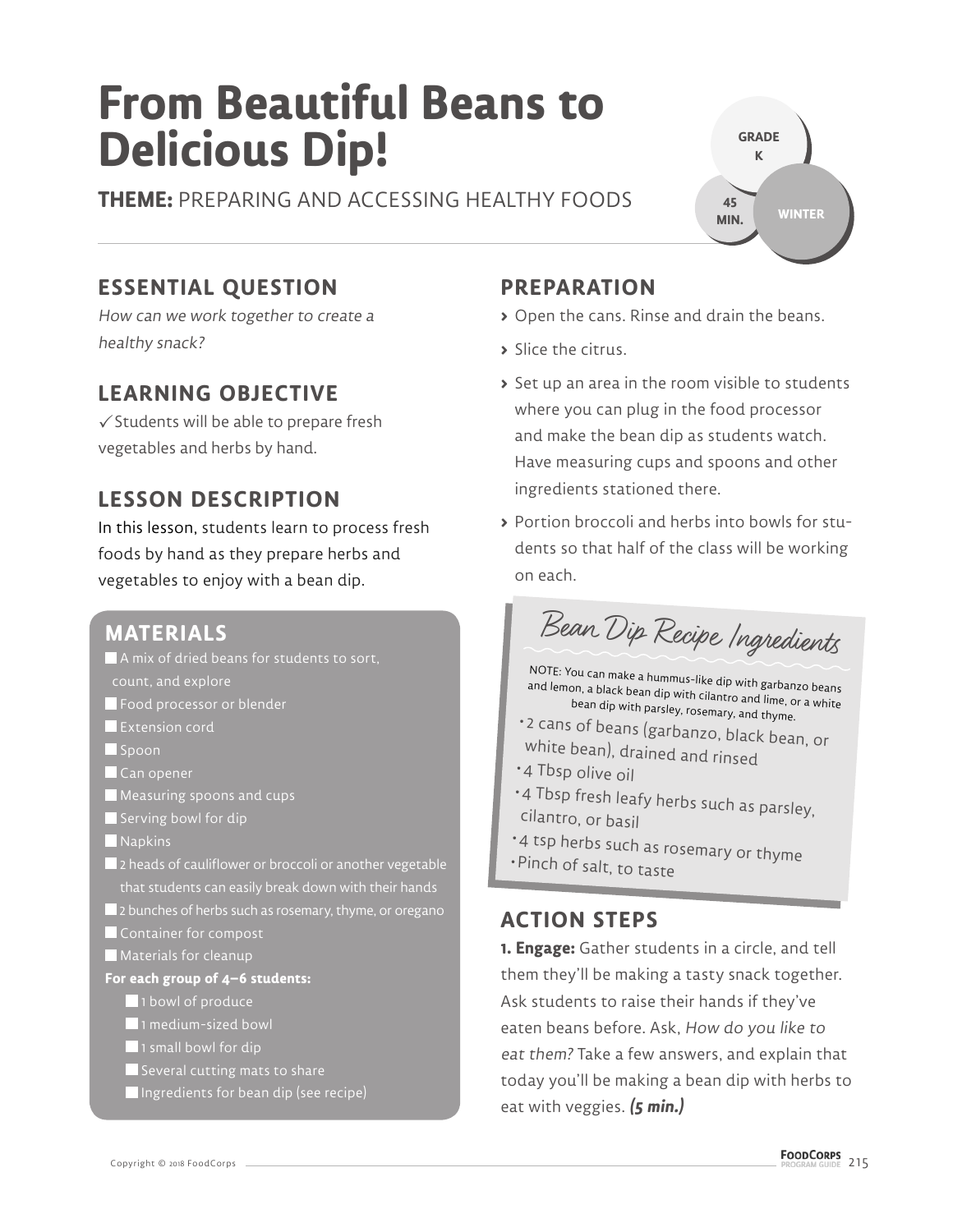# From Beautiful Beans to Delicious Dip!

**THEME:** PREPARING AND ACCESSING HEALTHY FOODS

GRADE K | 45 MIN. | WINTER

## ESSENTIAL QUESTION

*How can we work together to create a healthy snack?*

## LEARNING OBJECTIVE

✓ Students will be able to prepare fresh vegetables and herbs by hand.

## LESSON DESCRIPTION

In this lesson, students learn to process fresh foods by hand as they prepare herbs and vegetables to enjoy with a bean dip.

## MATERIALS

- A mix of dried beans for students to sort, count, and explore
- Food processor or blender
- Extension cord
- Spoon
- Can opener
- Measuring spoons and cups
- Serving bowl for dip
- Napkins
- 2 heads of cauliflower or broccoli or another vegetable that students can easily break down with their hands
- 2 bunches of herbs such as rosemary, thyme, or oregano
- Container for compost
- Materials for cleanup

**For each group of 4–6 students:**

- 1 bowl of produce
- 1 medium-sized bowl
- 1 small bowl for dip
- Several cutting mats to share
- Ingredients for bean dip (see recipe)

## PREPARATION

- Open the cans. Rinse and drain the beans.
- Slice the citrus.
- Set up an area in the room visible to students where you can plug in the food processor and make the bean dip as students watch. Have measuring cups and spoons and other ingredients stationed there.
- Portion broccoli and herbs into bowls for students so that half of the class will be working on each.

### Bean Dip Recipe Ingredients

NOTE: You can make a hummus-like dip with garbanzo beans and lemon, a black bean dip with cilantro and lime, or a white bean dip with parsley, rosemary, and thyme.

- 2 cans of beans (garbanzo, black bean, or white bean), drained and rinsed
- 4 Tbsp olive oil
- 4 Tbsp fresh leafy herbs such as parsley, cilantro, or basil
- 4 tsp herbs such as rosemary or thyme
- Pinch of salt, to taste

## ACTION STEPS

**1. Engage:** Gather students in a circle, and tell them they'll be making a tasty snack together. Ask students to raise their hands if they've eaten beans before. Ask, *How do you like to eat them?* Take a few answers, and explain that today you'll be making a bean dip with herbs to eat with veggies. ***(5 min.)***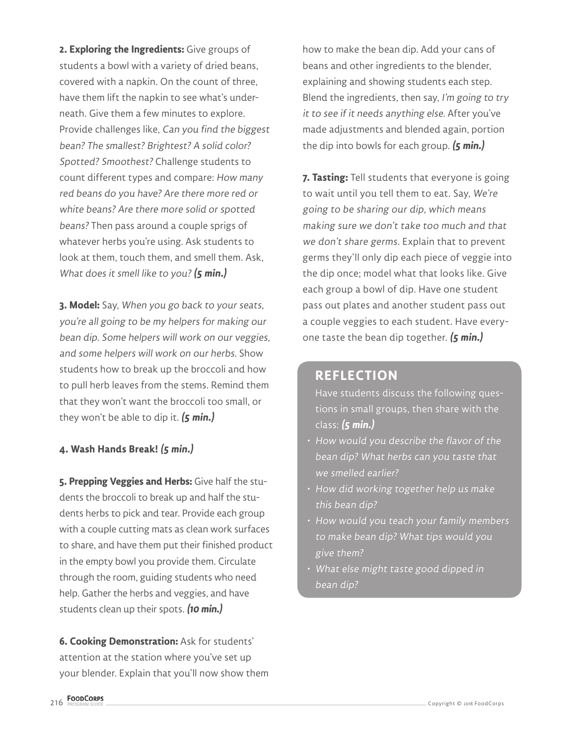**2. Exploring the Ingredients:** Give groups of students a bowl with a variety of dried beans, covered with a napkin. On the count of three, have them lift the napkin to see what's underneath. Give them a few minutes to explore. Provide challenges like, *Can you find the biggest bean? The smallest? Brightest? A solid color? Spotted? Smoothest?* Challenge students to count different types and compare: *How many red beans do you have? Are there more red or white beans? Are there more solid or spotted beans?* Then pass around a couple sprigs of whatever herbs you're using. Ask students to look at them, touch them, and smell them. Ask, *What does it smell like to you?* ***(5 min.)***

**3. Model:** Say, *When you go back to your seats, you're all going to be my helpers for making our bean dip. Some helpers will work on our veggies, and some helpers will work on our herbs.* Show students how to break up the broccoli and how to pull herb leaves from the stems. Remind them that they won't want the broccoli too small, or they won't be able to dip it. ***(5 min.)***

**4. Wash Hands Break!** ***(5 min.)***

**5. Prepping Veggies and Herbs:** Give half the students the broccoli to break up and half the students herbs to pick and tear. Provide each group with a couple cutting mats as clean work surfaces to share, and have them put their finished product in the empty bowl you provide them. Circulate through the room, guiding students who need help. Gather the herbs and veggies, and have students clean up their spots. ***(10 min.)***

**6. Cooking Demonstration:** Ask for students' attention at the station where you've set up your blender. Explain that you'll now show them how to make the bean dip. Add your cans of beans and other ingredients to the blender, explaining and showing students each step. Blend the ingredients, then say, *I'm going to try it to see if it needs anything else.* After you've made adjustments and blended again, portion the dip into bowls for each group. ***(5 min.)***

**7. Tasting:** Tell students that everyone is going to wait until you tell them to eat. Say, *We're going to be sharing our dip, which means making sure we don't take too much and that we don't share germs.* Explain that to prevent germs they'll only dip each piece of veggie into the dip once; model what that looks like. Give each group a bowl of dip. Have one student pass out plates and another student pass out a couple veggies to each student. Have everyone taste the bean dip together. ***(5 min.)***

## REFLECTION

Have students discuss the following questions in small groups, then share with the class: ***(5 min.)***

- *How would you describe the flavor of the bean dip? What herbs can you taste that we smelled earlier?*
- *How did working together help us make this bean dip?*
- *How would you teach your family members to make bean dip? What tips would you give them?*
- *What else might taste good dipped in bean dip?*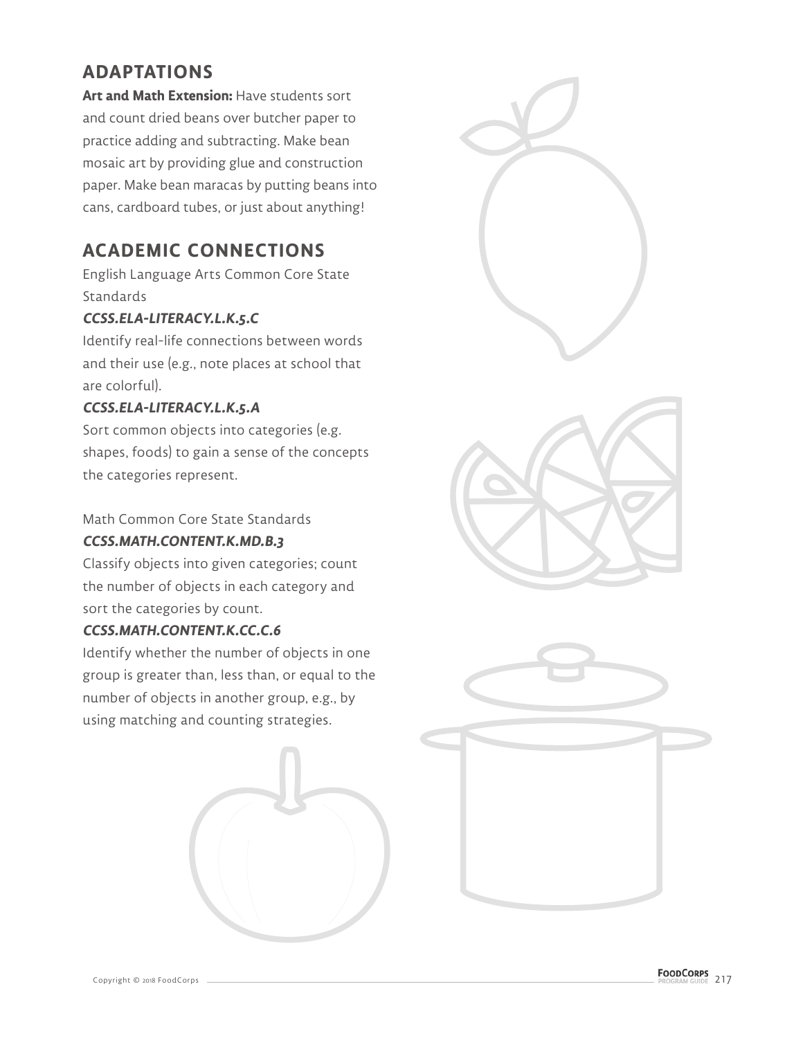## ADAPTATIONS

**Art and Math Extension:** Have students sort and count dried beans over butcher paper to practice adding and subtracting. Make bean mosaic art by providing glue and construction paper. Make bean maracas by putting beans into cans, cardboard tubes, or just about anything!

## ACADEMIC CONNECTIONS

English Language Arts Common Core State Standards

***CCSS.ELA-LITERACY.L.K.5.C***

Identify real-life connections between words and their use (e.g., note places at school that are colorful).

***CCSS.ELA-LITERACY.L.K.5.A***

Sort common objects into categories (e.g. shapes, foods) to gain a sense of the concepts the categories represent.

Math Common Core State Standards

***CCSS.MATH.CONTENT.K.MD.B.3***

Classify objects into given categories; count the number of objects in each category and sort the categories by count.

***CCSS.MATH.CONTENT.K.CC.C.6***

Identify whether the number of objects in one group is greater than, less than, or equal to the number of objects in another group, e.g., by using matching and counting strategies.